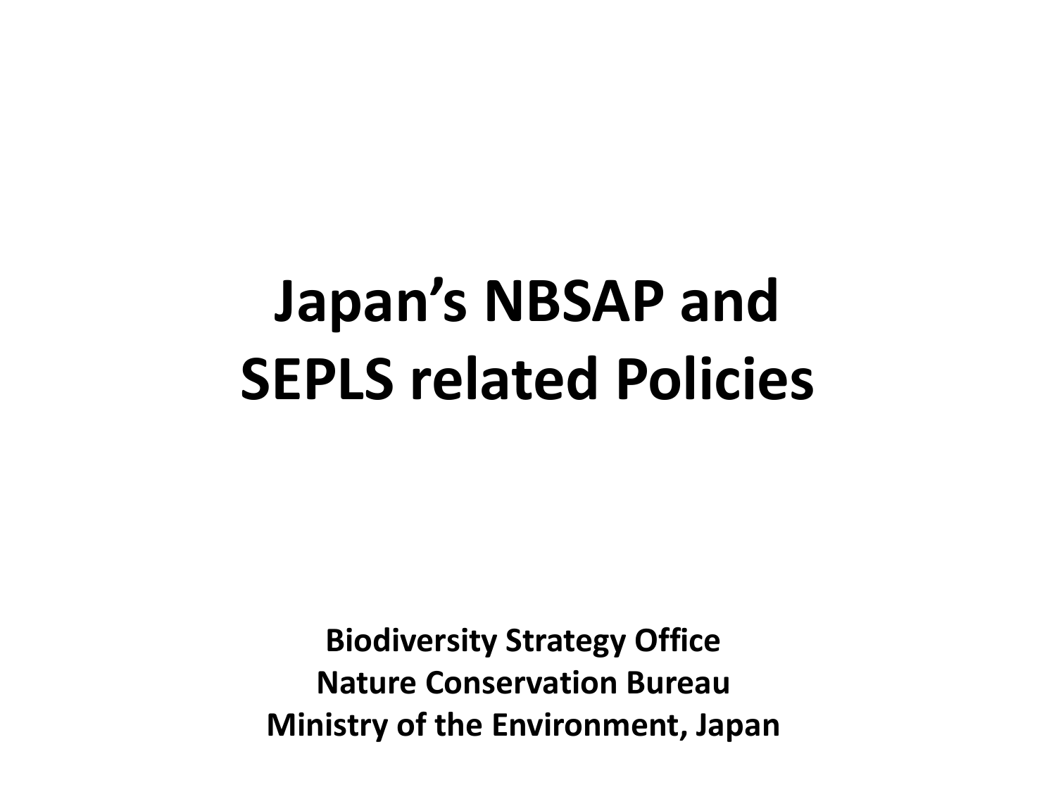# Japan's NBSAP and SEPLS related Policies

**Biodiversity Strategy Office**
**Nature Conservation Bureau**
**Ministry of the Environment, Japan**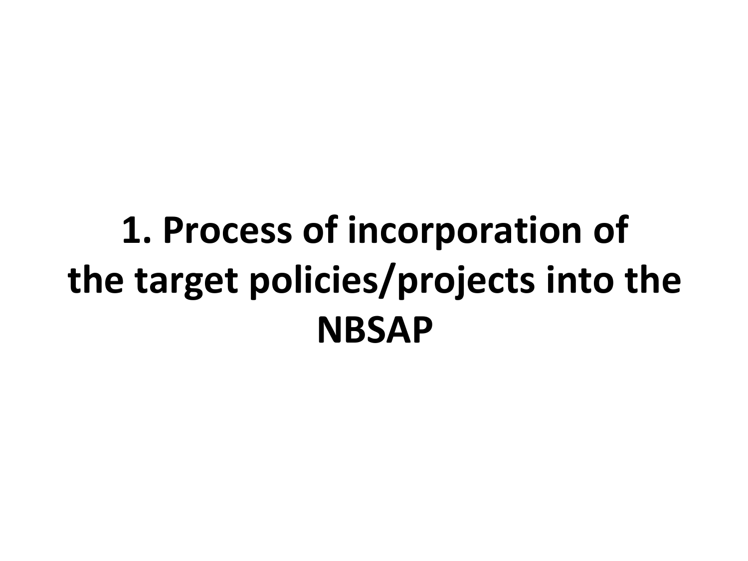# 1. Process of incorporation of the target policies/projects into the NBSAP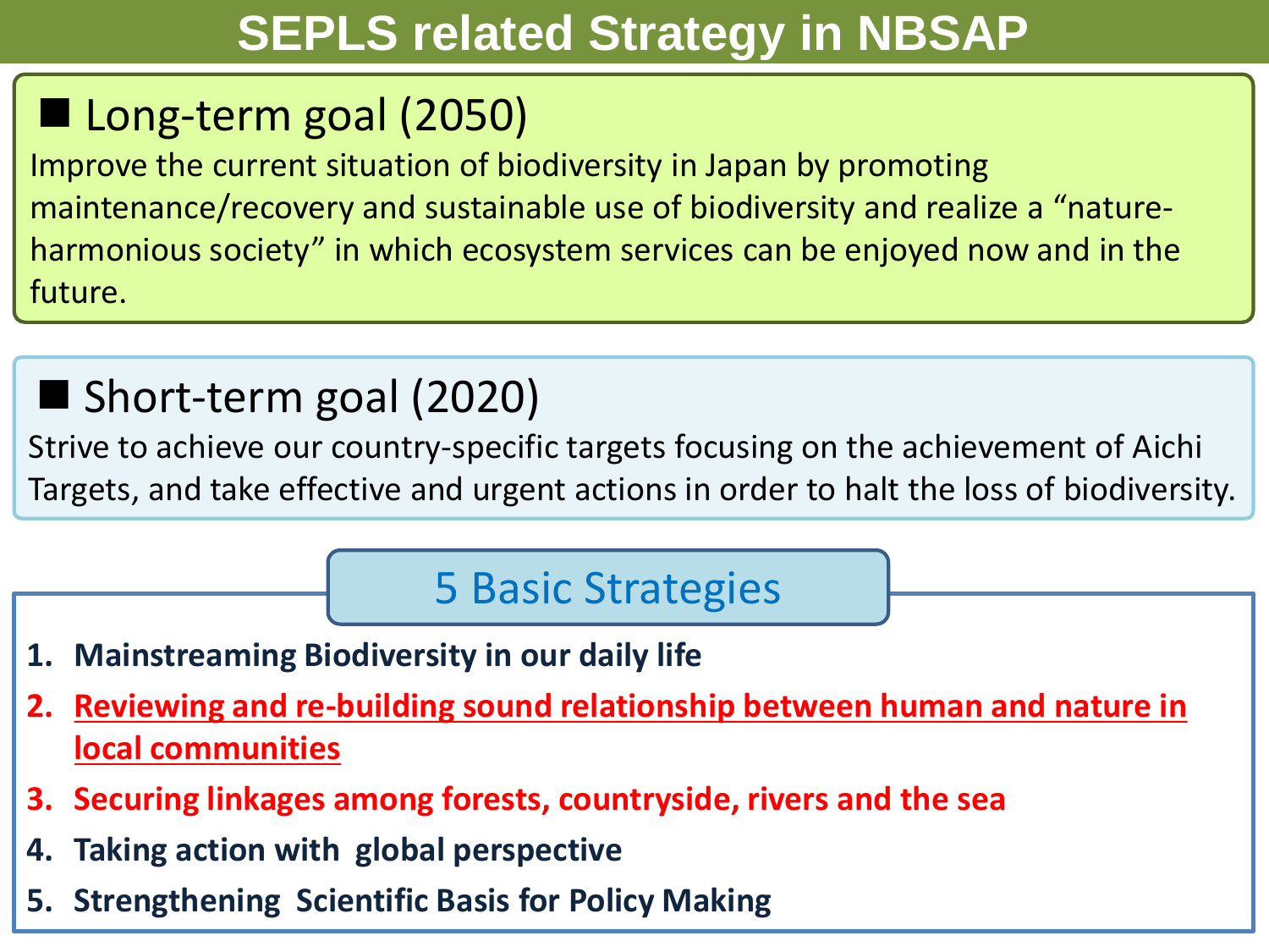# SEPLS related Strategy in NBSAP

## ■ Long-term goal (2050)

Improve the current situation of biodiversity in Japan by promoting maintenance/recovery and sustainable use of biodiversity and realize a "nature-harmonious society" in which ecosystem services can be enjoyed now and in the future.

## ■ Short-term goal (2020)

Strive to achieve our country-specific targets focusing on the achievement of Aichi Targets, and take effective and urgent actions in order to halt the loss of biodiversity.

## 5 Basic Strategies

1. **Mainstreaming Biodiversity in our daily life**
2. **Reviewing and re-building sound relationship between human and nature in local communities**
3. **Securing linkages among forests, countryside, rivers and the sea**
4. **Taking action with global perspective**
5. **Strengthening Scientific Basis for Policy Making**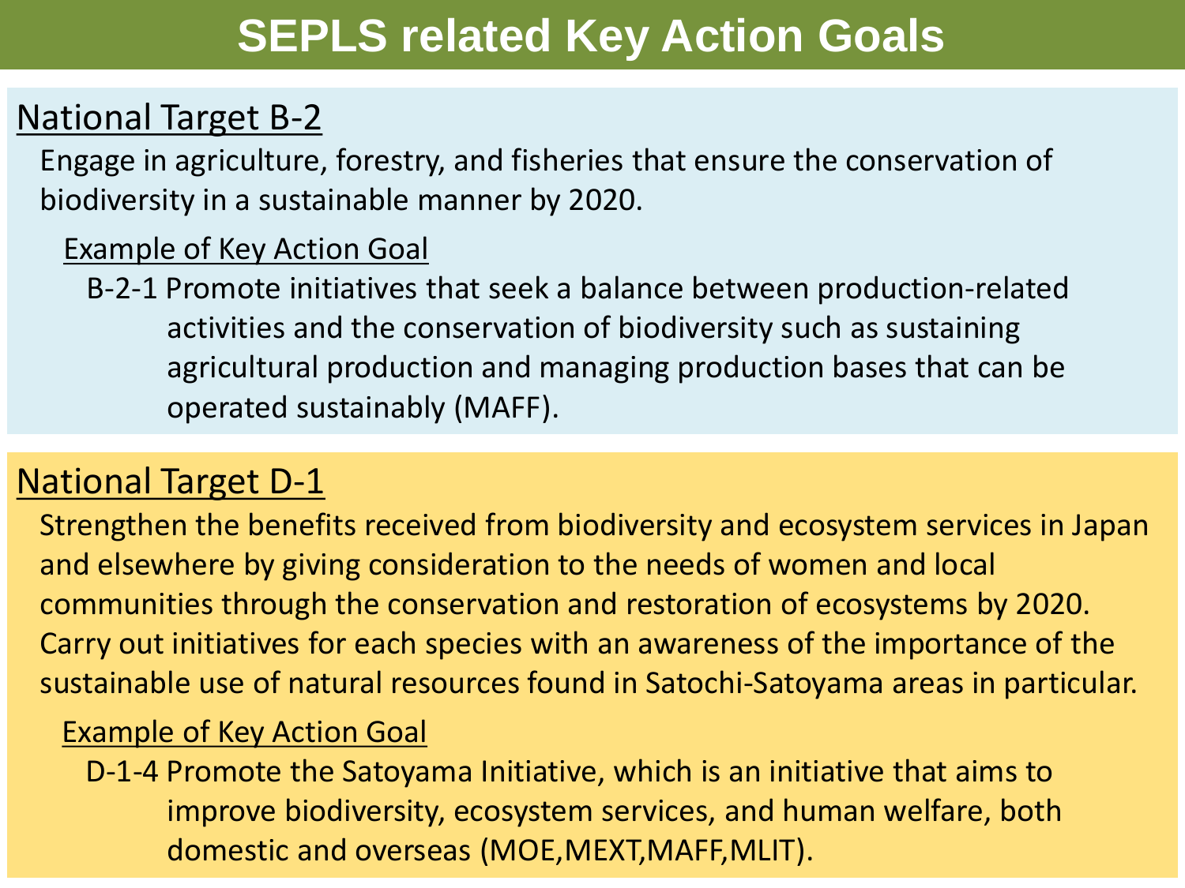# SEPLS related Key Action Goals

## National Target B-2

Engage in agriculture, forestry, and fisheries that ensure the conservation of biodiversity in a sustainable manner by 2020.

### Example of Key Action Goal

B-2-1 Promote initiatives that seek a balance between production-related activities and the conservation of biodiversity such as sustaining agricultural production and managing production bases that can be operated sustainably (MAFF).

## National Target D-1

Strengthen the benefits received from biodiversity and ecosystem services in Japan and elsewhere by giving consideration to the needs of women and local communities through the conservation and restoration of ecosystems by 2020. Carry out initiatives for each species with an awareness of the importance of the sustainable use of natural resources found in Satochi-Satoyama areas in particular.

### Example of Key Action Goal

D-1-4 Promote the Satoyama Initiative, which is an initiative that aims to improve biodiversity, ecosystem services, and human welfare, both domestic and overseas (MOE,MEXT,MAFF,MLIT).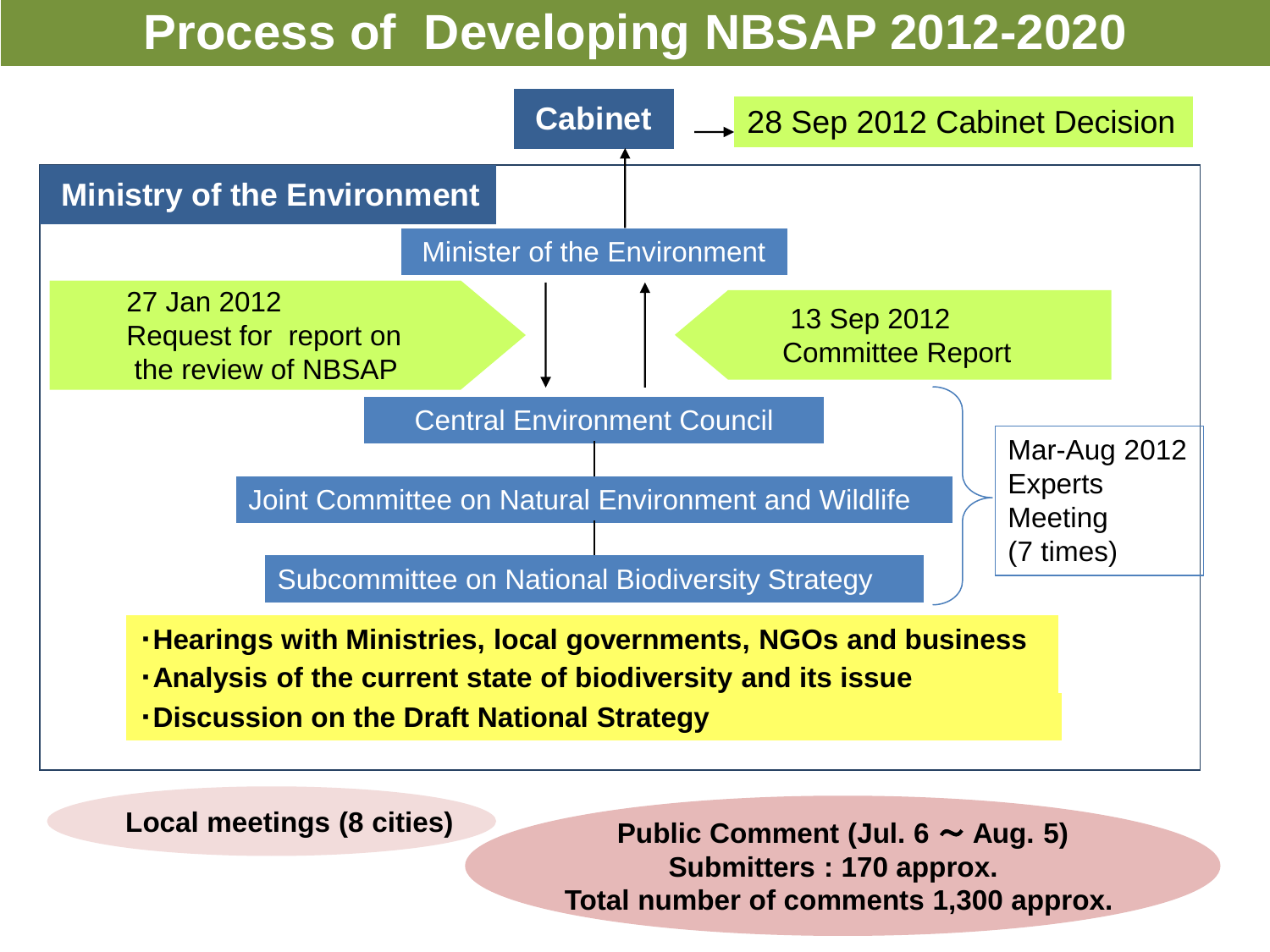# Process of Developing NBSAP 2012-2020

**Cabinet** → 28 Sep 2012 Cabinet Decision

**Ministry of the Environment**

Minister of the Environment

27 Jan 2012
Request for report on the review of NBSAP

13 Sep 2012
Committee Report

Central Environment Council

Joint Committee on Natural Environment and Wildlife

Subcommittee on National Biodiversity Strategy

Mar-Aug 2012
Experts Meeting
(7 times)

- **Hearings with Ministries, local governments, NGOs and business**
- **Analysis of the current state of biodiversity and its issue**
- **Discussion on the Draft National Strategy**

**Local meetings (8 cities)**

**Public Comment (Jul. 6 ～ Aug. 5)**
**Submitters : 170 approx.**
**Total number of comments 1,300 approx.**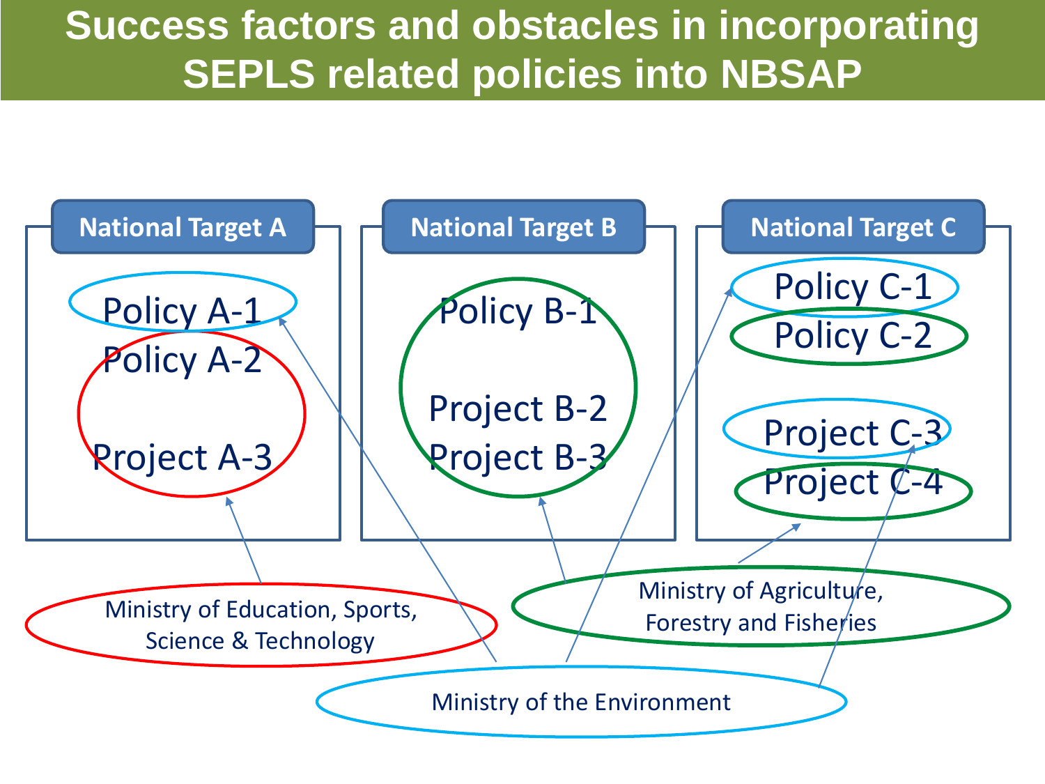# Success factors and obstacles in incorporating SEPLS related policies into NBSAP

**National Target A**

- Policy A-1
- Policy A-2
- Project A-3

**National Target B**

- Policy B-1
- Project B-2
- Project B-3

**National Target C**

- Policy C-1
- Policy C-2
- Project C-3
- Project C-4

Ministry of Education, Sports, Science & Technology

Ministry of Agriculture, Forestry and Fisheries

Ministry of the Environment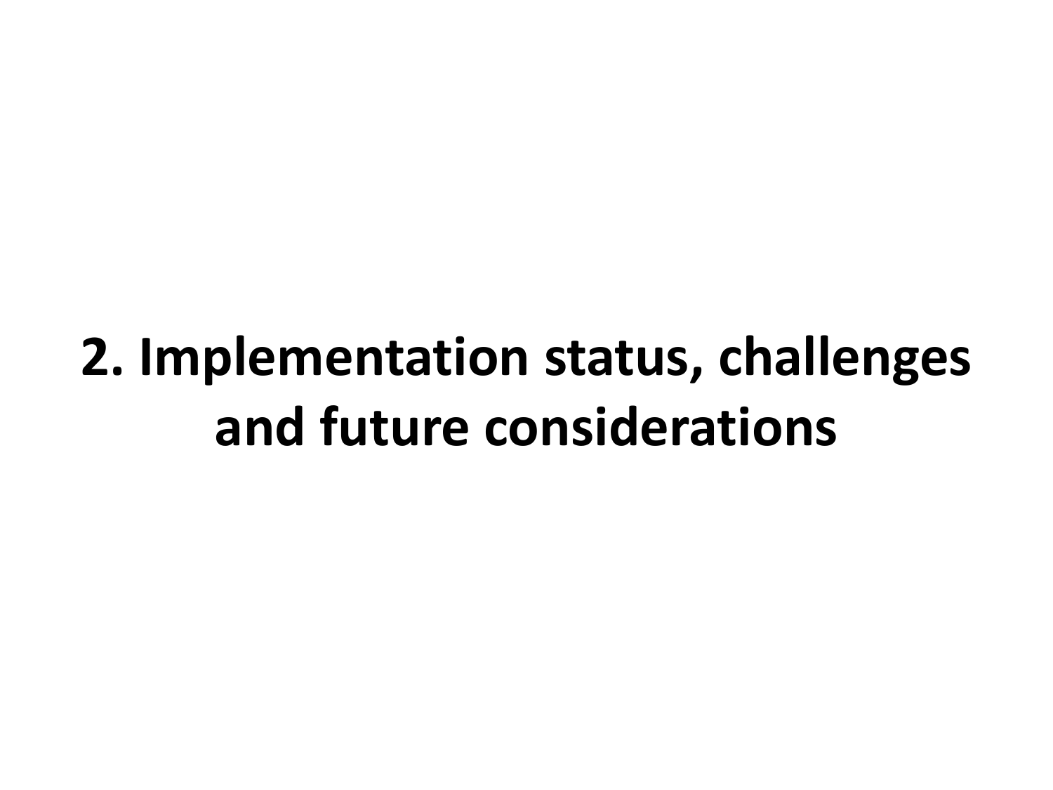# 2. Implementation status, challenges and future considerations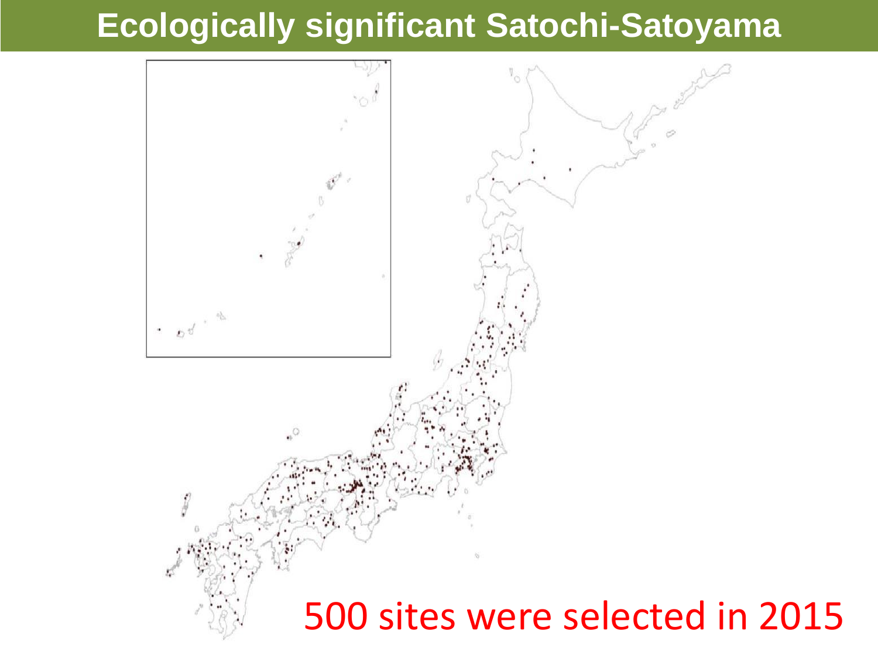# Ecologically significant Satochi-Satoyama

500 sites were selected in 2015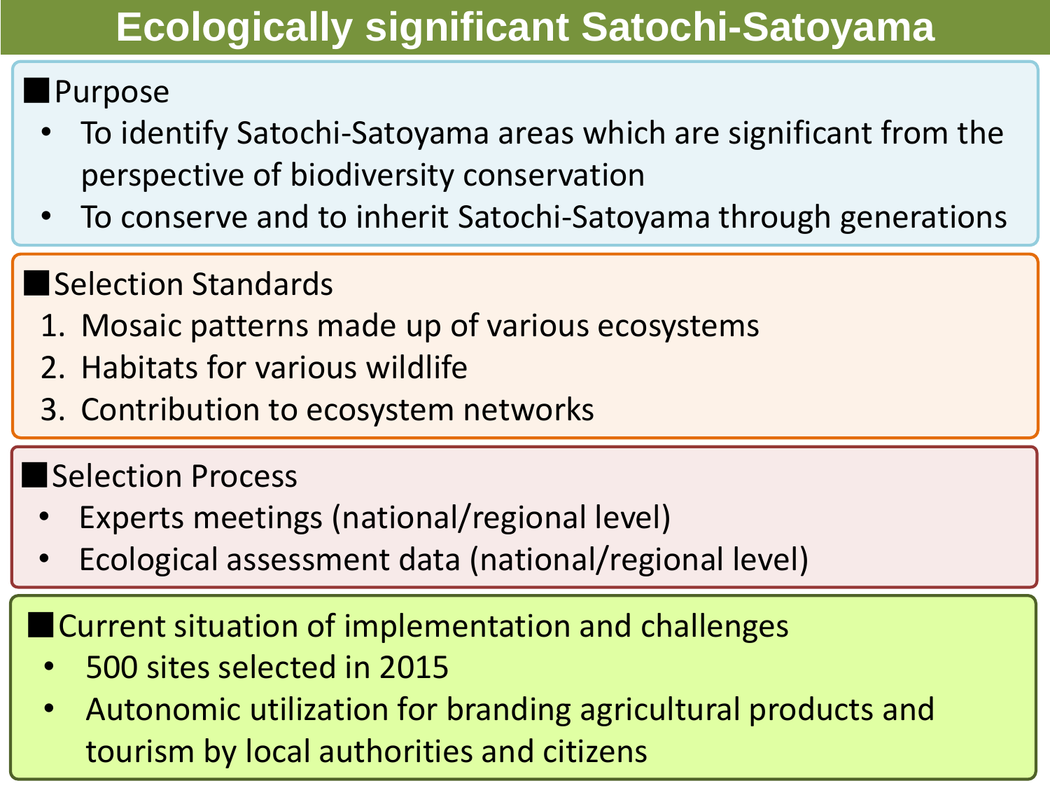# Ecologically significant Satochi-Satoyama

## ■Purpose

- To identify Satochi-Satoyama areas which are significant from the perspective of biodiversity conservation
- To conserve and to inherit Satochi-Satoyama through generations

## ■Selection Standards

1. Mosaic patterns made up of various ecosystems
2. Habitats for various wildlife
3. Contribution to ecosystem networks

## ■Selection Process

- Experts meetings (national/regional level)
- Ecological assessment data (national/regional level)

## ■Current situation of implementation and challenges

- 500 sites selected in 2015
- Autonomic utilization for branding agricultural products and tourism by local authorities and citizens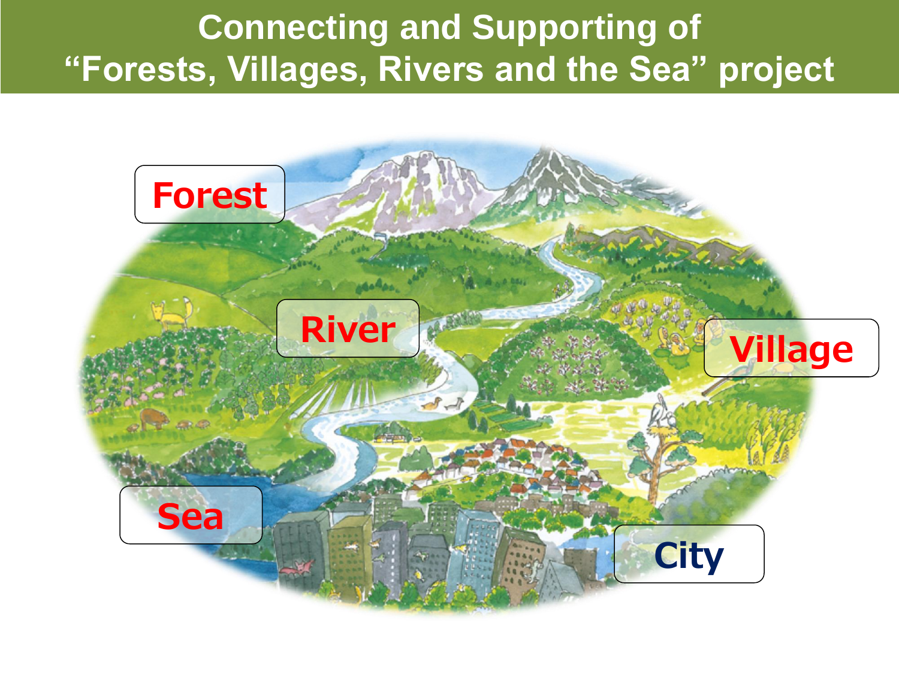# Connecting and Supporting of "Forests, Villages, Rivers and the Sea" project

Forest

River

Village

Sea

City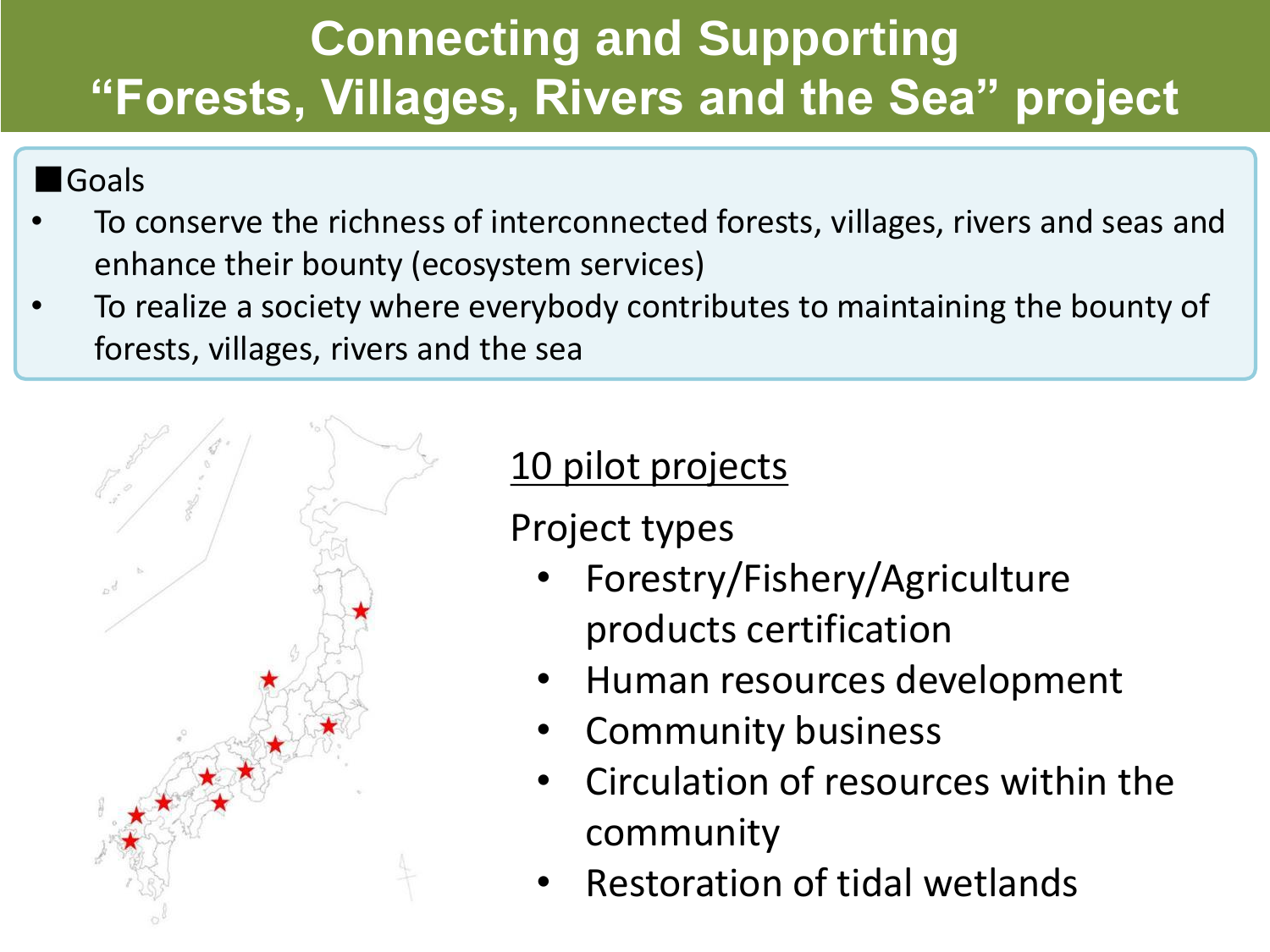# Connecting and Supporting "Forests, Villages, Rivers and the Sea" project

■Goals

- To conserve the richness of interconnected forests, villages, rivers and seas and enhance their bounty (ecosystem services)
- To realize a society where everybody contributes to maintaining the bounty of forests, villages, rivers and the sea

<u>10 pilot projects</u>

Project types

- Forestry/Fishery/Agriculture products certification
- Human resources development
- Community business
- Circulation of resources within the community
- Restoration of tidal wetlands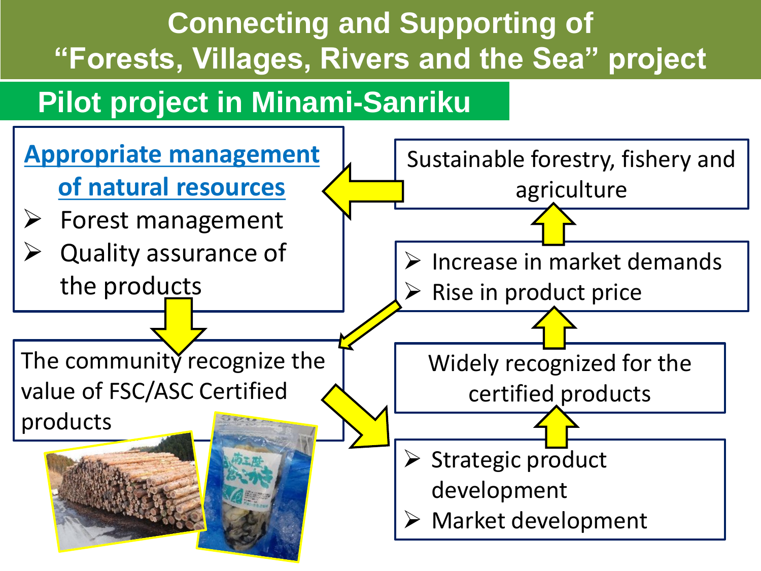# Connecting and Supporting of "Forests, Villages, Rivers and the Sea" project

## Pilot project in Minami-Sanriku

**Appropriate management of natural resources**

- Forest management
- Quality assurance of the products

The community recognize the value of FSC/ASC Certified products

Sustainable forestry, fishery and agriculture

- Increase in market demands
- Rise in product price

Widely recognized for the certified products

- Strategic product development
- Market development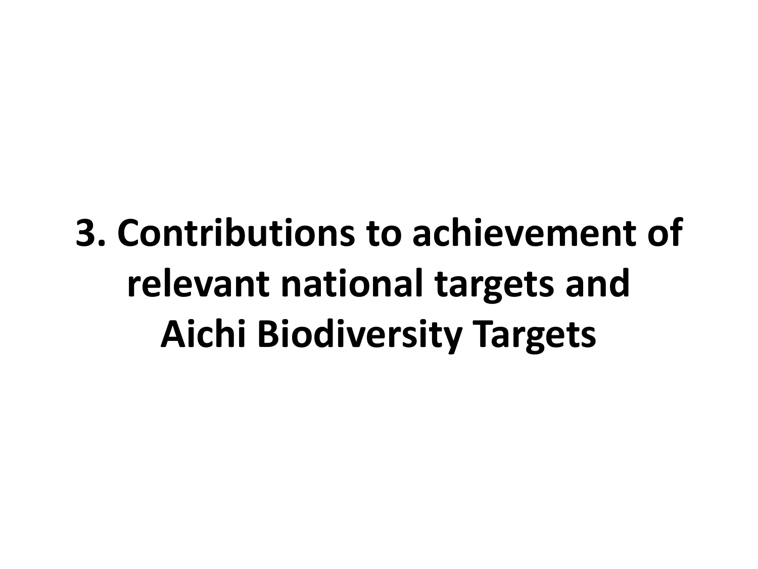# 3. Contributions to achievement of relevant national targets and Aichi Biodiversity Targets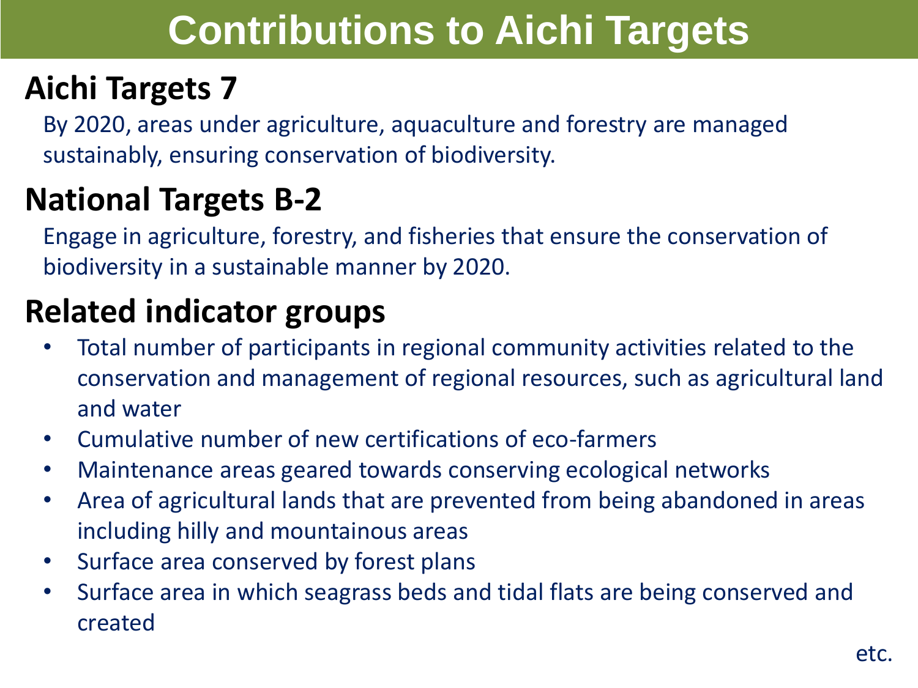# Contributions to Aichi Targets

## Aichi Targets 7

By 2020, areas under agriculture, aquaculture and forestry are managed sustainably, ensuring conservation of biodiversity.

## National Targets B-2

Engage in agriculture, forestry, and fisheries that ensure the conservation of biodiversity in a sustainable manner by 2020.

## Related indicator groups

- Total number of participants in regional community activities related to the conservation and management of regional resources, such as agricultural land and water
- Cumulative number of new certifications of eco-farmers
- Maintenance areas geared towards conserving ecological networks
- Area of agricultural lands that are prevented from being abandoned in areas including hilly and mountainous areas
- Surface area conserved by forest plans
- Surface area in which seagrass beds and tidal flats are being conserved and created

etc.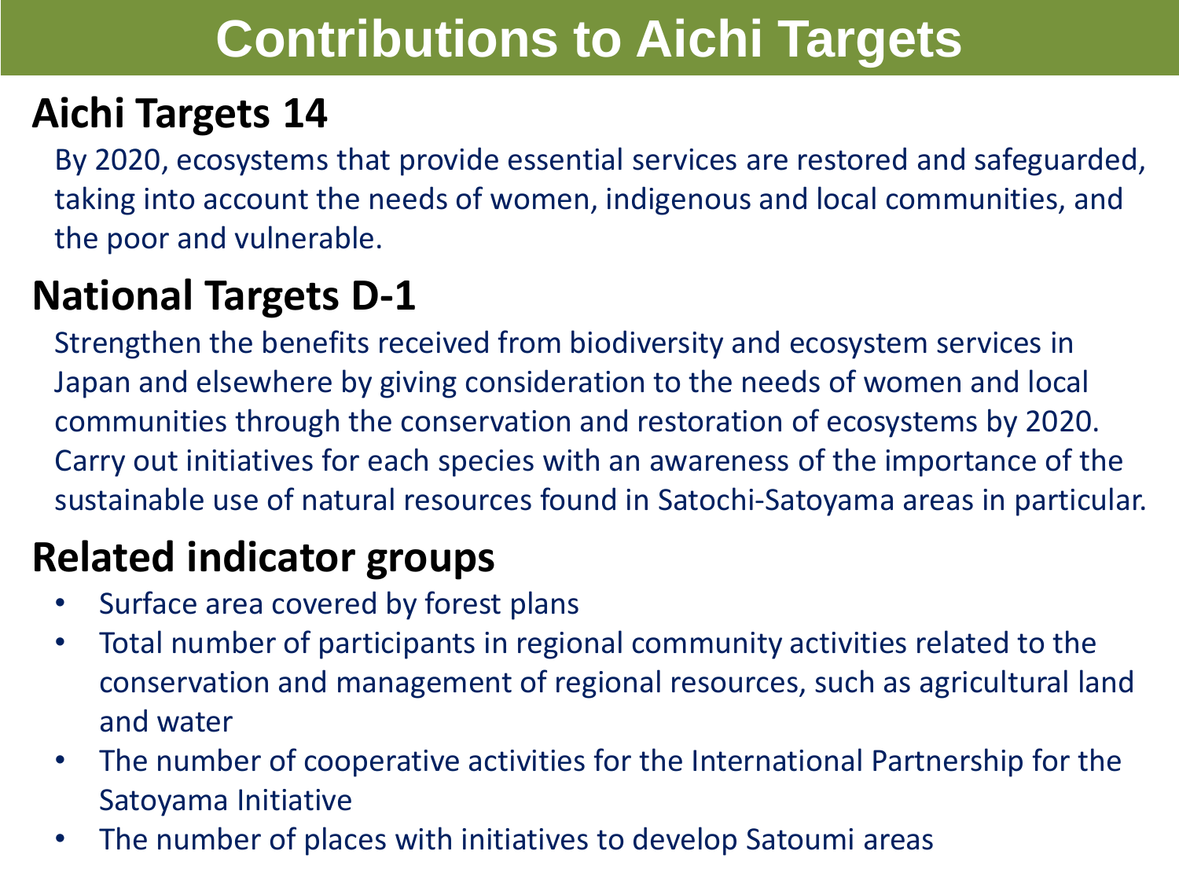# Contributions to Aichi Targets

## Aichi Targets 14

By 2020, ecosystems that provide essential services are restored and safeguarded, taking into account the needs of women, indigenous and local communities, and the poor and vulnerable.

## National Targets D-1

Strengthen the benefits received from biodiversity and ecosystem services in Japan and elsewhere by giving consideration to the needs of women and local communities through the conservation and restoration of ecosystems by 2020. Carry out initiatives for each species with an awareness of the importance of the sustainable use of natural resources found in Satochi-Satoyama areas in particular.

## Related indicator groups

- Surface area covered by forest plans
- Total number of participants in regional community activities related to the conservation and management of regional resources, such as agricultural land and water
- The number of cooperative activities for the International Partnership for the Satoyama Initiative
- The number of places with initiatives to develop Satoumi areas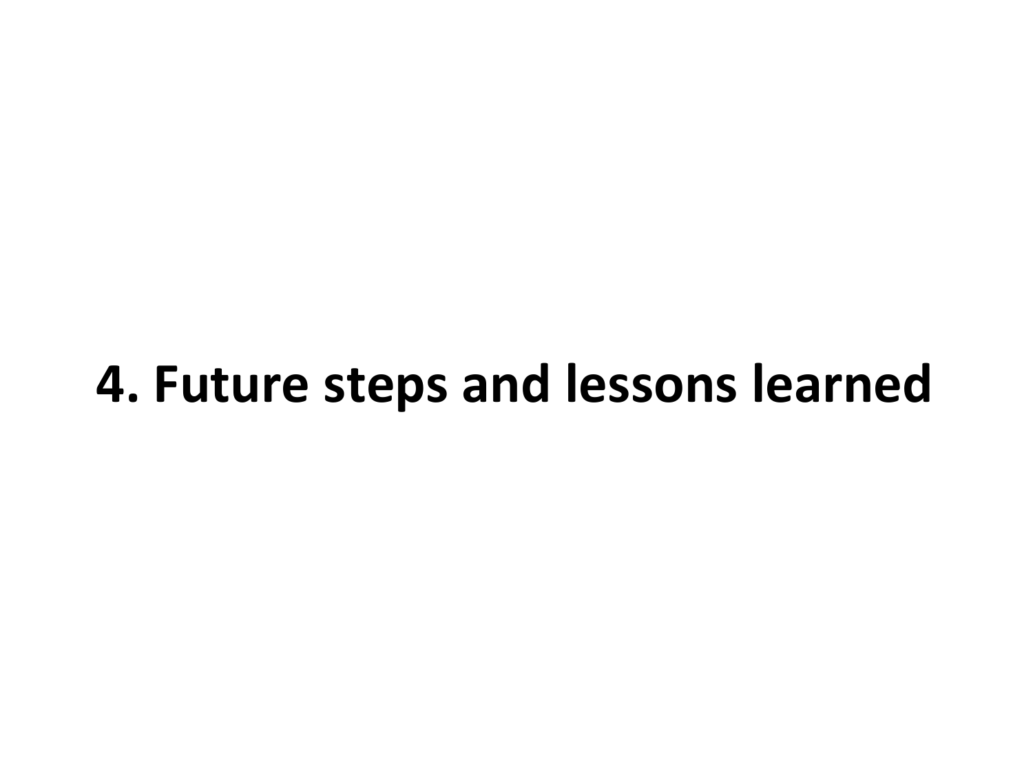# 4. Future steps and lessons learned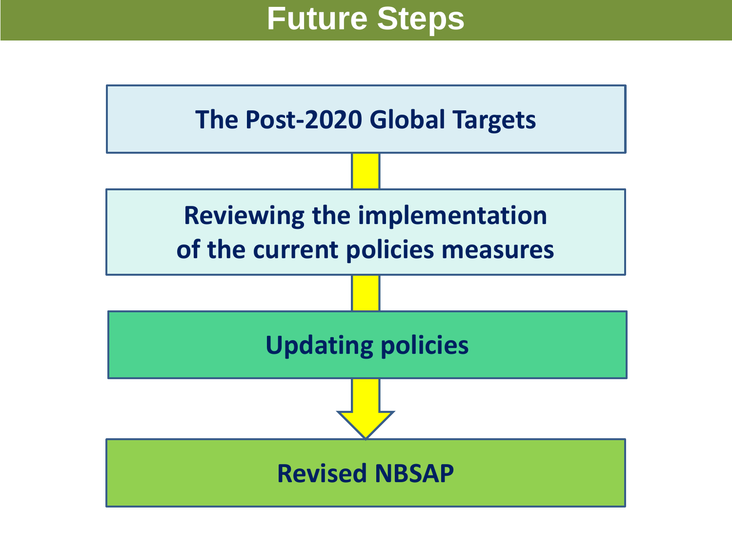# Future Steps

The Post-2020 Global Targets

↓

Reviewing the implementation of the current policies measures

↓

Updating policies

↓

Revised NBSAP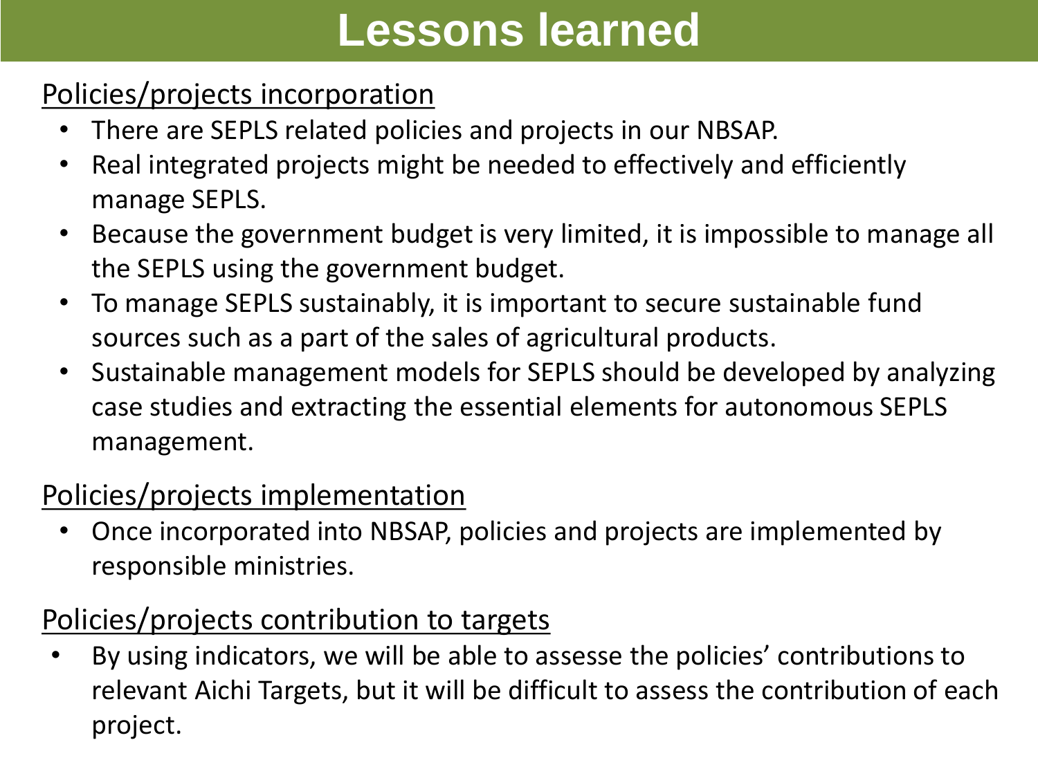# Lessons learned

## Policies/projects incorporation

- There are SEPLS related policies and projects in our NBSAP.
- Real integrated projects might be needed to effectively and efficiently manage SEPLS.
- Because the government budget is very limited, it is impossible to manage all the SEPLS using the government budget.
- To manage SEPLS sustainably, it is important to secure sustainable fund sources such as a part of the sales of agricultural products.
- Sustainable management models for SEPLS should be developed by analyzing case studies and extracting the essential elements for autonomous SEPLS management.

## Policies/projects implementation

- Once incorporated into NBSAP, policies and projects are implemented by responsible ministries.

## Policies/projects contribution to targets

- By using indicators, we will be able to assesse the policies' contributions to relevant Aichi Targets, but it will be difficult to assess the contribution of each project.